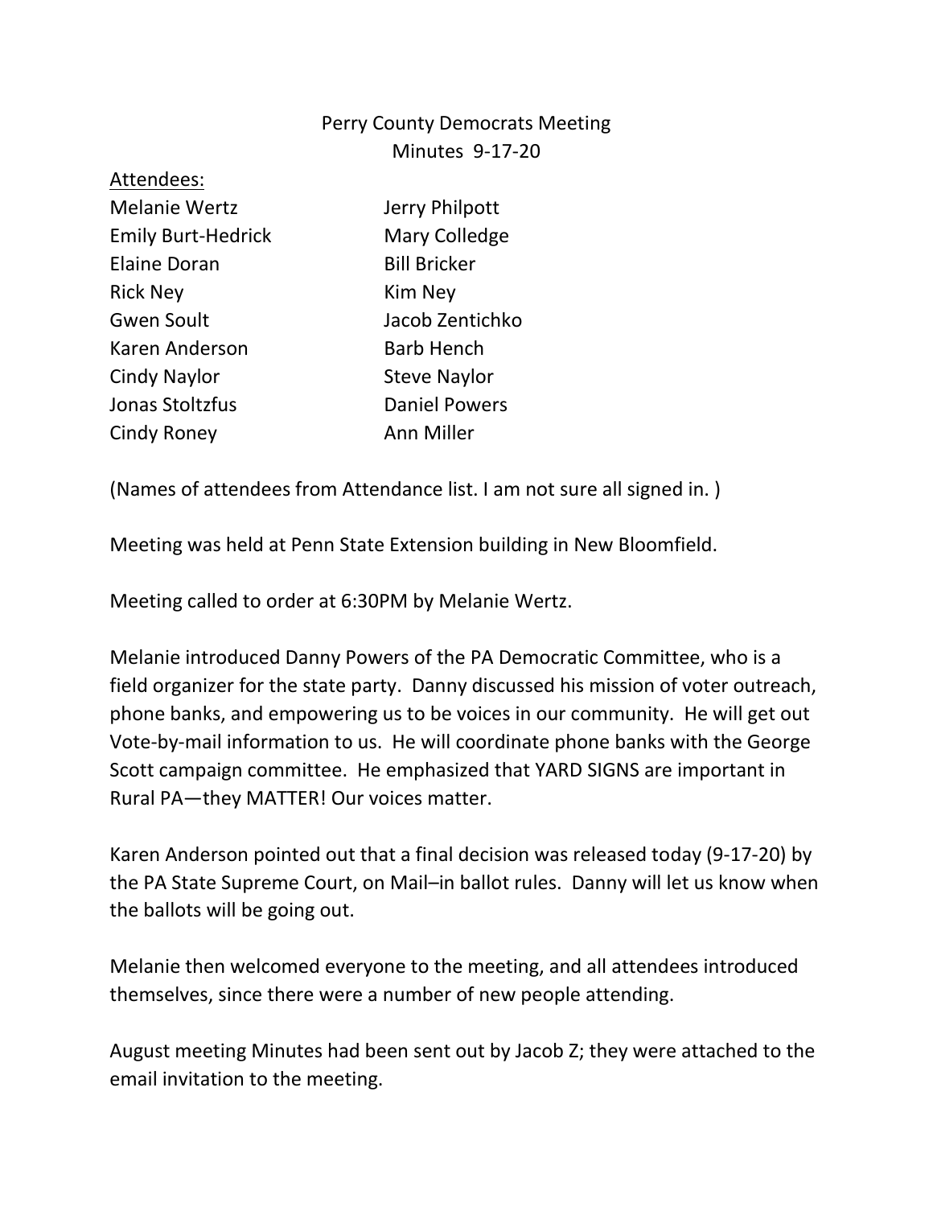# Perry County Democrats Meeting
## Minutes 9-17-20

Attendees:

| | |
|---|---|
| Melanie Wertz | Jerry Philpott |
| Emily Burt-Hedrick | Mary Colledge |
| Elaine Doran | Bill Bricker |
| Rick Ney | Kim Ney |
| Gwen Soult | Jacob Zentichko |
| Karen Anderson | Barb Hench |
| Cindy Naylor | Steve Naylor |
| Jonas Stoltzfus | Daniel Powers |
| Cindy Roney | Ann Miller |

(Names of attendees from Attendance list. I am not sure all signed in. )

Meeting was held at Penn State Extension building in New Bloomfield.

Meeting called to order at 6:30PM by Melanie Wertz.

Melanie introduced Danny Powers of the PA Democratic Committee, who is a field organizer for the state party. Danny discussed his mission of voter outreach, phone banks, and empowering us to be voices in our community. He will get out Vote-by-mail information to us. He will coordinate phone banks with the George Scott campaign committee. He emphasized that YARD SIGNS are important in Rural PA—they MATTER! Our voices matter.

Karen Anderson pointed out that a final decision was released today (9-17-20) by the PA State Supreme Court, on Mail–in ballot rules. Danny will let us know when the ballots will be going out.

Melanie then welcomed everyone to the meeting, and all attendees introduced themselves, since there were a number of new people attending.

August meeting Minutes had been sent out by Jacob Z; they were attached to the email invitation to the meeting.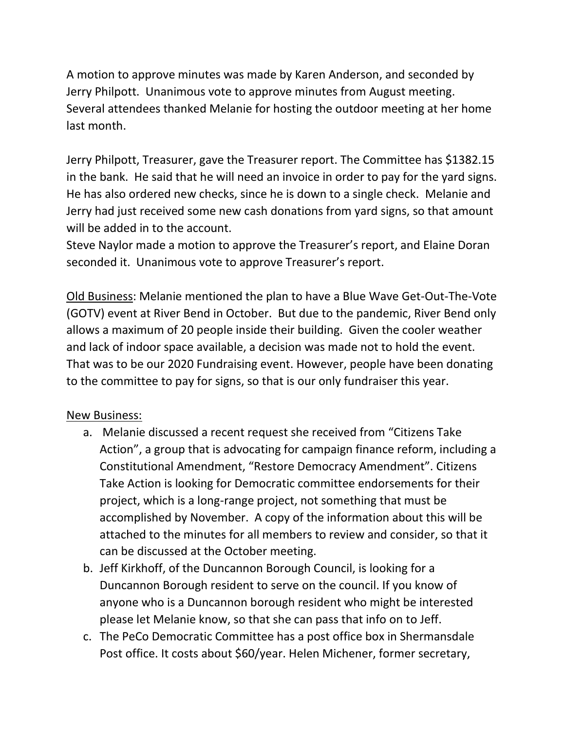A motion to approve minutes was made by Karen Anderson, and seconded by Jerry Philpott. Unanimous vote to approve minutes from August meeting. Several attendees thanked Melanie for hosting the outdoor meeting at her home last month.

Jerry Philpott, Treasurer, gave the Treasurer report. The Committee has $1382.15 in the bank. He said that he will need an invoice in order to pay for the yard signs. He has also ordered new checks, since he is down to a single check. Melanie and Jerry had just received some new cash donations from yard signs, so that amount will be added in to the account.
Steve Naylor made a motion to approve the Treasurer's report, and Elaine Doran seconded it. Unanimous vote to approve Treasurer's report.

<u>Old Business</u>: Melanie mentioned the plan to have a Blue Wave Get-Out-The-Vote (GOTV) event at River Bend in October. But due to the pandemic, River Bend only allows a maximum of 20 people inside their building. Given the cooler weather and lack of indoor space available, a decision was made not to hold the event. That was to be our 2020 Fundraising event. However, people have been donating to the committee to pay for signs, so that is our only fundraiser this year.

<u>New Business:</u>

a. Melanie discussed a recent request she received from "Citizens Take Action", a group that is advocating for campaign finance reform, including a Constitutional Amendment, "Restore Democracy Amendment". Citizens Take Action is looking for Democratic committee endorsements for their project, which is a long-range project, not something that must be accomplished by November. A copy of the information about this will be attached to the minutes for all members to review and consider, so that it can be discussed at the October meeting.
b. Jeff Kirkhoff, of the Duncannon Borough Council, is looking for a Duncannon Borough resident to serve on the council. If you know of anyone who is a Duncannon borough resident who might be interested please let Melanie know, so that she can pass that info on to Jeff.
c. The PeCo Democratic Committee has a post office box in Shermansdale Post office. It costs about $60/year. Helen Michener, former secretary,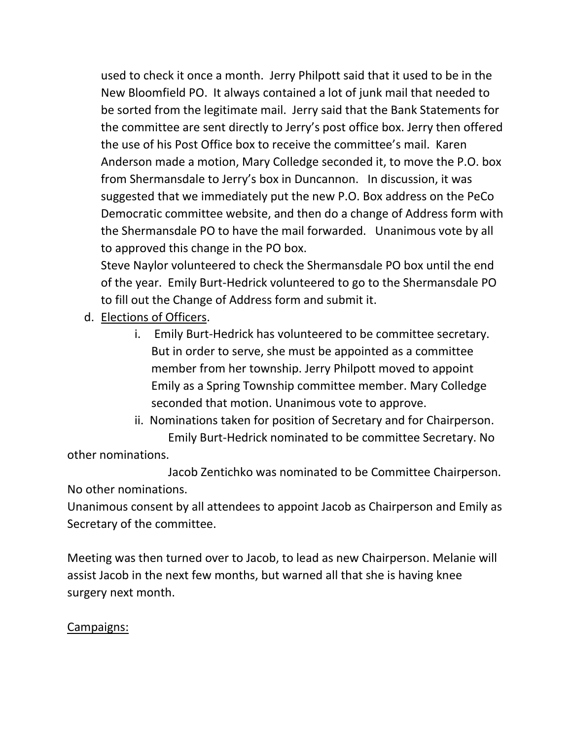used to check it once a month. Jerry Philpott said that it used to be in the New Bloomfield PO. It always contained a lot of junk mail that needed to be sorted from the legitimate mail. Jerry said that the Bank Statements for the committee are sent directly to Jerry's post office box. Jerry then offered the use of his Post Office box to receive the committee's mail. Karen Anderson made a motion, Mary Colledge seconded it, to move the P.O. box from Shermansdale to Jerry's box in Duncannon. In discussion, it was suggested that we immediately put the new P.O. Box address on the PeCo Democratic committee website, and then do a change of Address form with the Shermansdale PO to have the mail forwarded. Unanimous vote by all to approved this change in the PO box.

Steve Naylor volunteered to check the Shermansdale PO box until the end of the year. Emily Burt-Hedrick volunteered to go to the Shermansdale PO to fill out the Change of Address form and submit it.

d. <u>Elections of Officers</u>.

   i. Emily Burt-Hedrick has volunteered to be committee secretary. But in order to serve, she must be appointed as a committee member from her township. Jerry Philpott moved to appoint Emily as a Spring Township committee member. Mary Colledge seconded that motion. Unanimous vote to approve.

   ii. Nominations taken for position of Secretary and for Chairperson.

Emily Burt-Hedrick nominated to be committee Secretary. No other nominations.

Jacob Zentichko was nominated to be Committee Chairperson. No other nominations.

Unanimous consent by all attendees to appoint Jacob as Chairperson and Emily as Secretary of the committee.

Meeting was then turned over to Jacob, to lead as new Chairperson. Melanie will assist Jacob in the next few months, but warned all that she is having knee surgery next month.

<u>Campaigns:</u>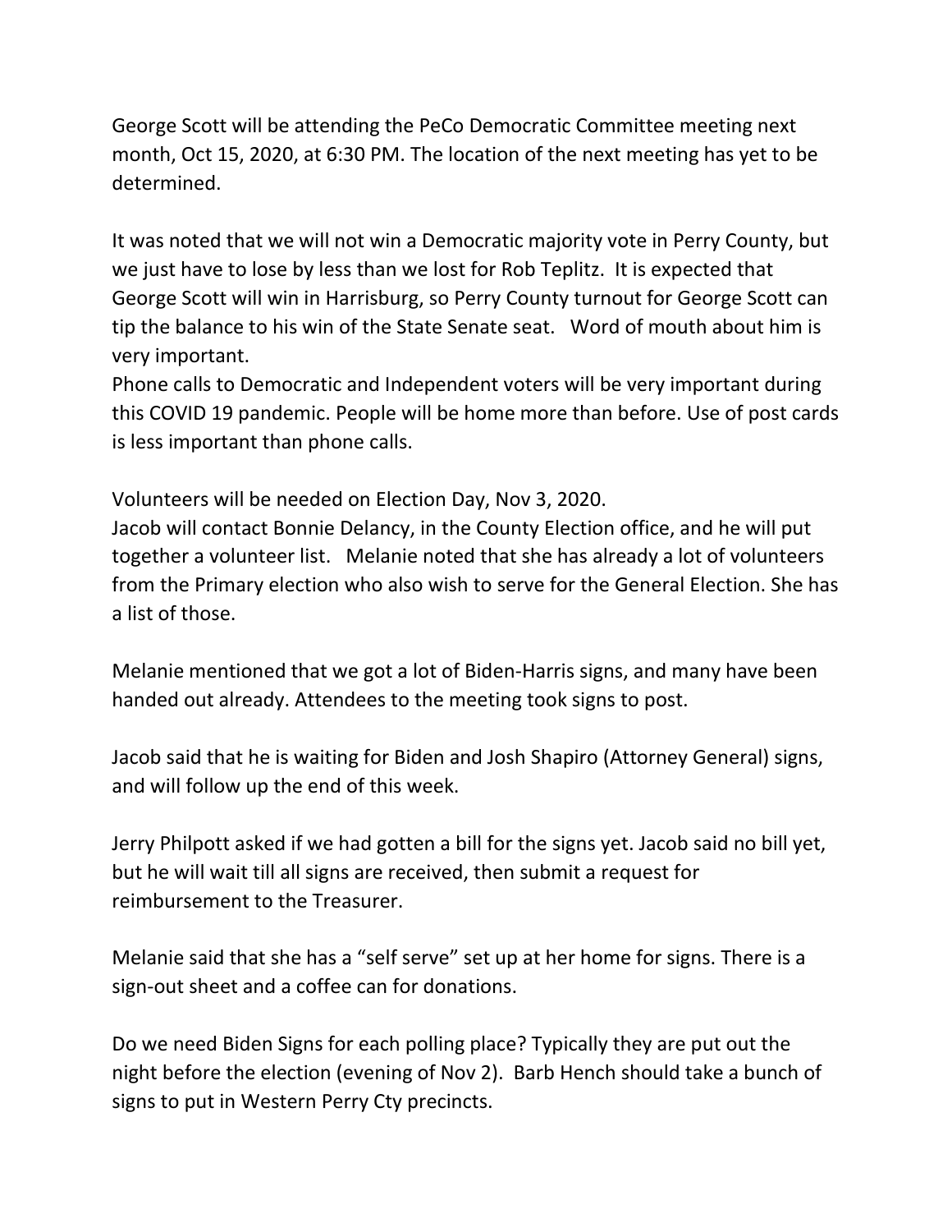George Scott will be attending the PeCo Democratic Committee meeting next month, Oct 15, 2020, at 6:30 PM. The location of the next meeting has yet to be determined.

It was noted that we will not win a Democratic majority vote in Perry County, but we just have to lose by less than we lost for Rob Teplitz. It is expected that George Scott will win in Harrisburg, so Perry County turnout for George Scott can tip the balance to his win of the State Senate seat. Word of mouth about him is very important.
Phone calls to Democratic and Independent voters will be very important during this COVID 19 pandemic. People will be home more than before. Use of post cards is less important than phone calls.

Volunteers will be needed on Election Day, Nov 3, 2020.
Jacob will contact Bonnie Delancy, in the County Election office, and he will put together a volunteer list. Melanie noted that she has already a lot of volunteers from the Primary election who also wish to serve for the General Election. She has a list of those.

Melanie mentioned that we got a lot of Biden-Harris signs, and many have been handed out already. Attendees to the meeting took signs to post.

Jacob said that he is waiting for Biden and Josh Shapiro (Attorney General) signs, and will follow up the end of this week.

Jerry Philpott asked if we had gotten a bill for the signs yet. Jacob said no bill yet, but he will wait till all signs are received, then submit a request for reimbursement to the Treasurer.

Melanie said that she has a "self serve" set up at her home for signs. There is a sign-out sheet and a coffee can for donations.

Do we need Biden Signs for each polling place? Typically they are put out the night before the election (evening of Nov 2). Barb Hench should take a bunch of signs to put in Western Perry Cty precincts.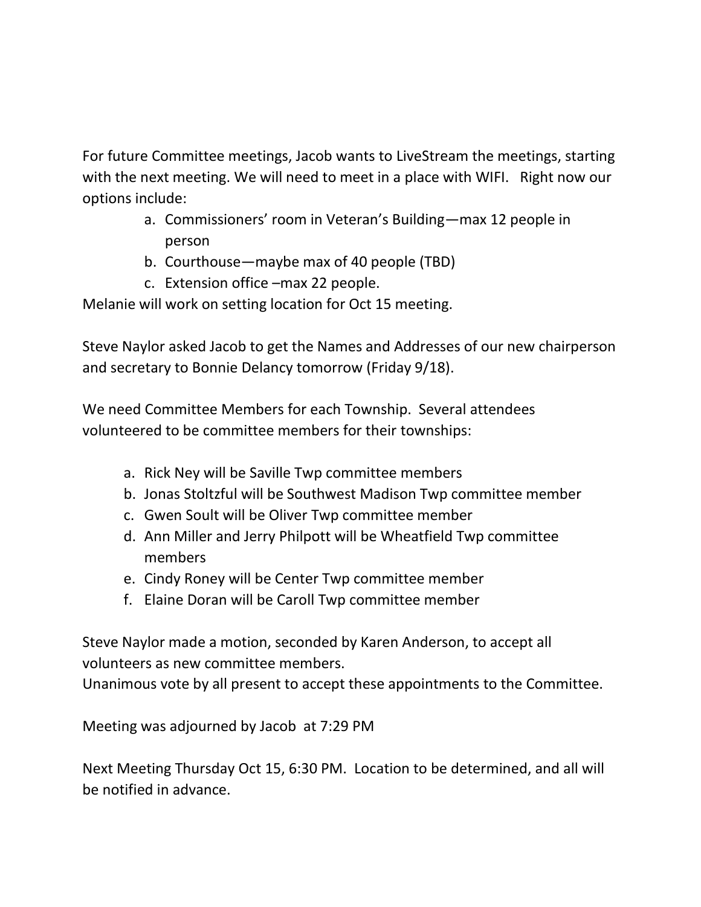For future Committee meetings, Jacob wants to LiveStream the meetings, starting with the next meeting. We will need to meet in a place with WIFI. Right now our options include:

a. Commissioners' room in Veteran's Building—max 12 people in person
b. Courthouse—maybe max of 40 people (TBD)
c. Extension office –max 22 people.

Melanie will work on setting location for Oct 15 meeting.

Steve Naylor asked Jacob to get the Names and Addresses of our new chairperson and secretary to Bonnie Delancy tomorrow (Friday 9/18).

We need Committee Members for each Township. Several attendees volunteered to be committee members for their townships:

a. Rick Ney will be Saville Twp committee members
b. Jonas Stoltzful will be Southwest Madison Twp committee member
c. Gwen Soult will be Oliver Twp committee member
d. Ann Miller and Jerry Philpott will be Wheatfield Twp committee members
e. Cindy Roney will be Center Twp committee member
f. Elaine Doran will be Caroll Twp committee member

Steve Naylor made a motion, seconded by Karen Anderson, to accept all volunteers as new committee members.
Unanimous vote by all present to accept these appointments to the Committee.

Meeting was adjourned by Jacob at 7:29 PM

Next Meeting Thursday Oct 15, 6:30 PM. Location to be determined, and all will be notified in advance.